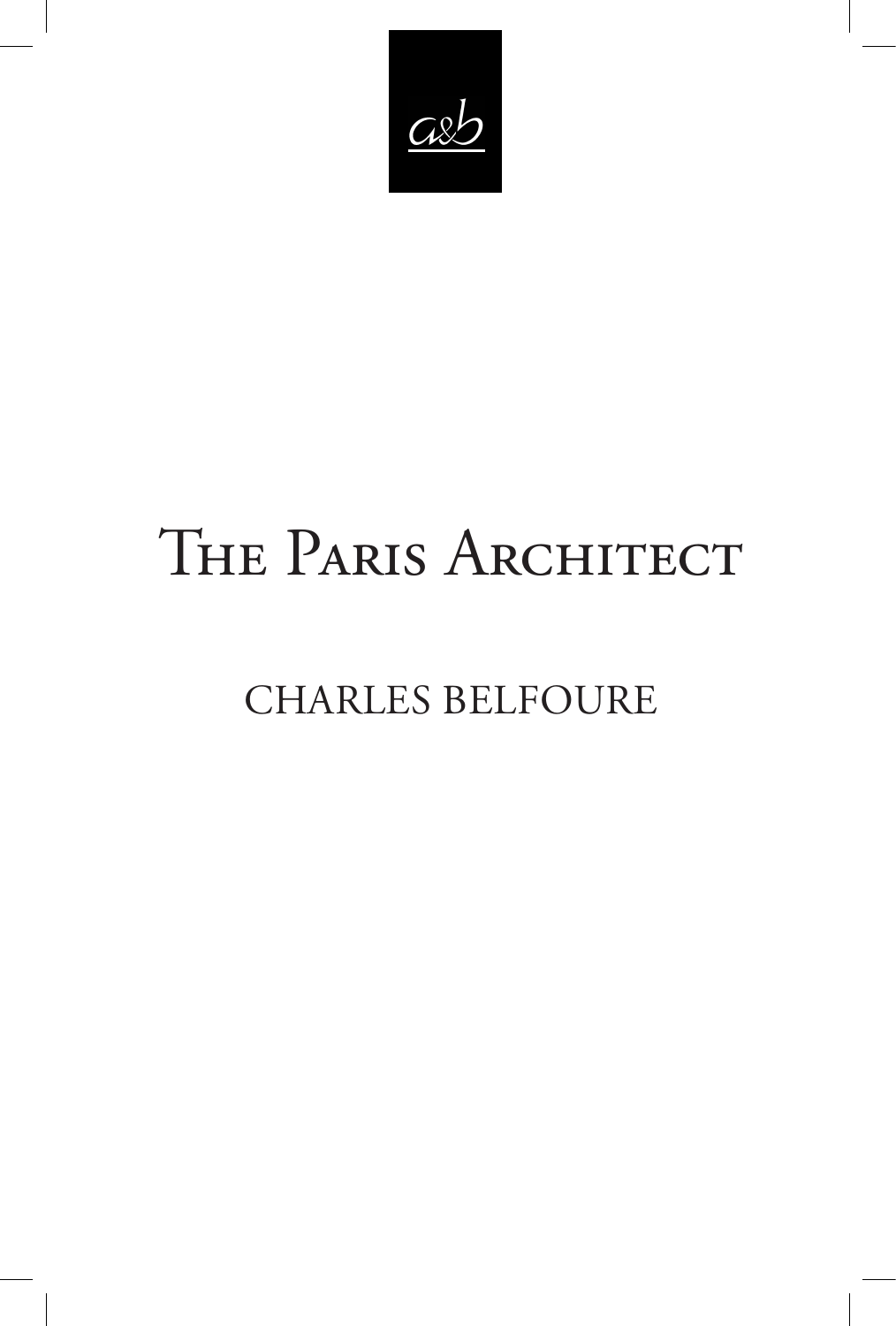a&b

# The Paris Architect

## CHARLES BELFOURE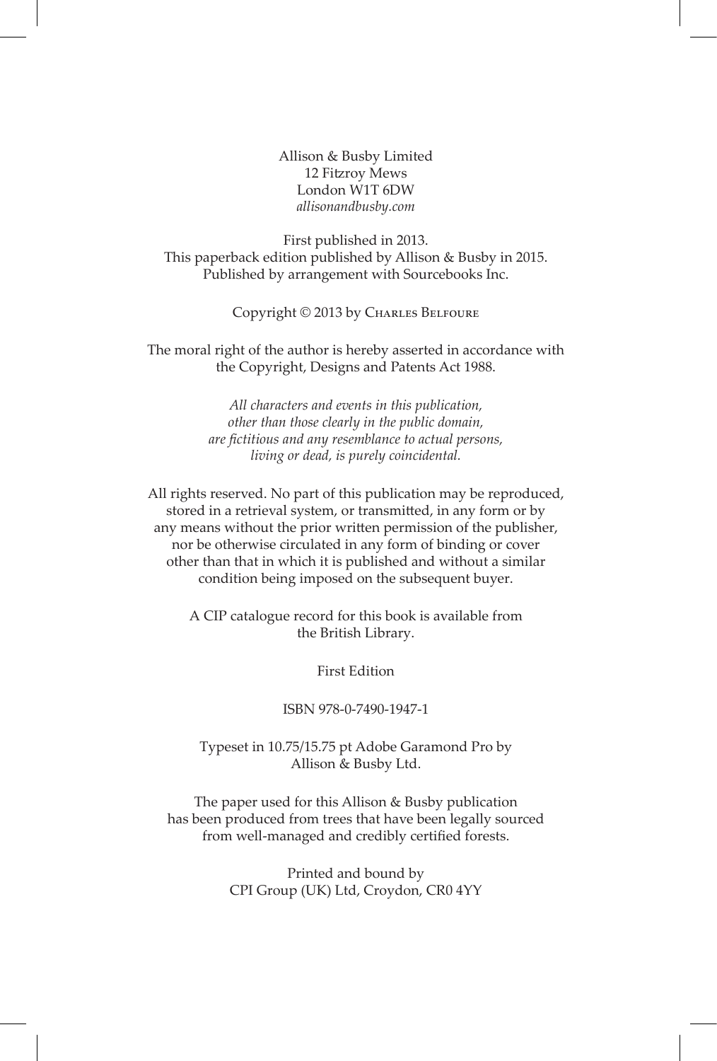Allison & Busby Limited  
12 Fitzroy Mews  
London W1T 6DW  
*allisonandbusby.com*

First published in 2013.  
This paperback edition published by Allison & Busby in 2015.  
Published by arrangement with Sourcebooks Inc.

Copyright © 2013 by Charles Belfoure

The moral right of the author is hereby asserted in accordance with the Copyright, Designs and Patents Act 1988.

*All characters and events in this publication, other than those clearly in the public domain, are fictitious and any resemblance to actual persons, living or dead, is purely coincidental.*

All rights reserved. No part of this publication may be reproduced, stored in a retrieval system, or transmitted, in any form or by any means without the prior written permission of the publisher, nor be otherwise circulated in any form of binding or cover other than that in which it is published and without a similar condition being imposed on the subsequent buyer.

A CIP catalogue record for this book is available from the British Library.

First Edition

ISBN 978-0-7490-1947-1

Typeset in 10.75/15.75 pt Adobe Garamond Pro by Allison & Busby Ltd.

The paper used for this Allison & Busby publication has been produced from trees that have been legally sourced from well-managed and credibly certified forests.

Printed and bound by  
CPI Group (UK) Ltd, Croydon, CR0 4YY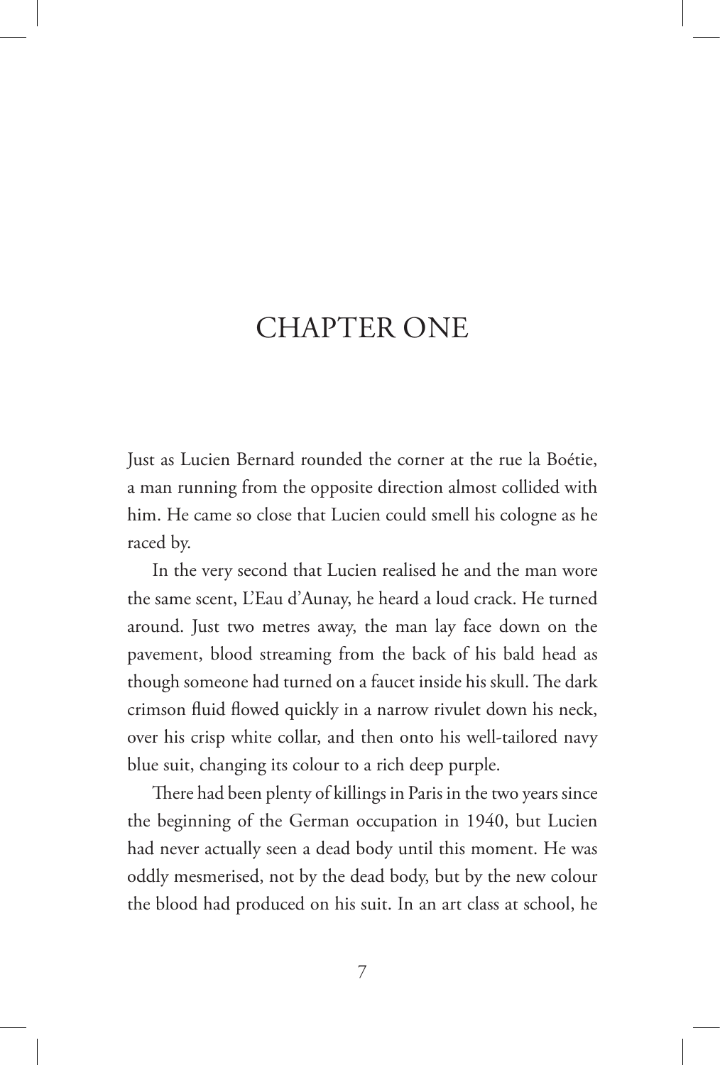# CHAPTER ONE

Just as Lucien Bernard rounded the corner at the rue la Boétie, a man running from the opposite direction almost collided with him. He came so close that Lucien could smell his cologne as he raced by.

In the very second that Lucien realised he and the man wore the same scent, L'Eau d'Aunay, he heard a loud crack. He turned around. Just two metres away, the man lay face down on the pavement, blood streaming from the back of his bald head as though someone had turned on a faucet inside his skull. The dark crimson fluid flowed quickly in a narrow rivulet down his neck, over his crisp white collar, and then onto his well-tailored navy blue suit, changing its colour to a rich deep purple.

There had been plenty of killings in Paris in the two years since the beginning of the German occupation in 1940, but Lucien had never actually seen a dead body until this moment. He was oddly mesmerised, not by the dead body, but by the new colour the blood had produced on his suit. In an art class at school, he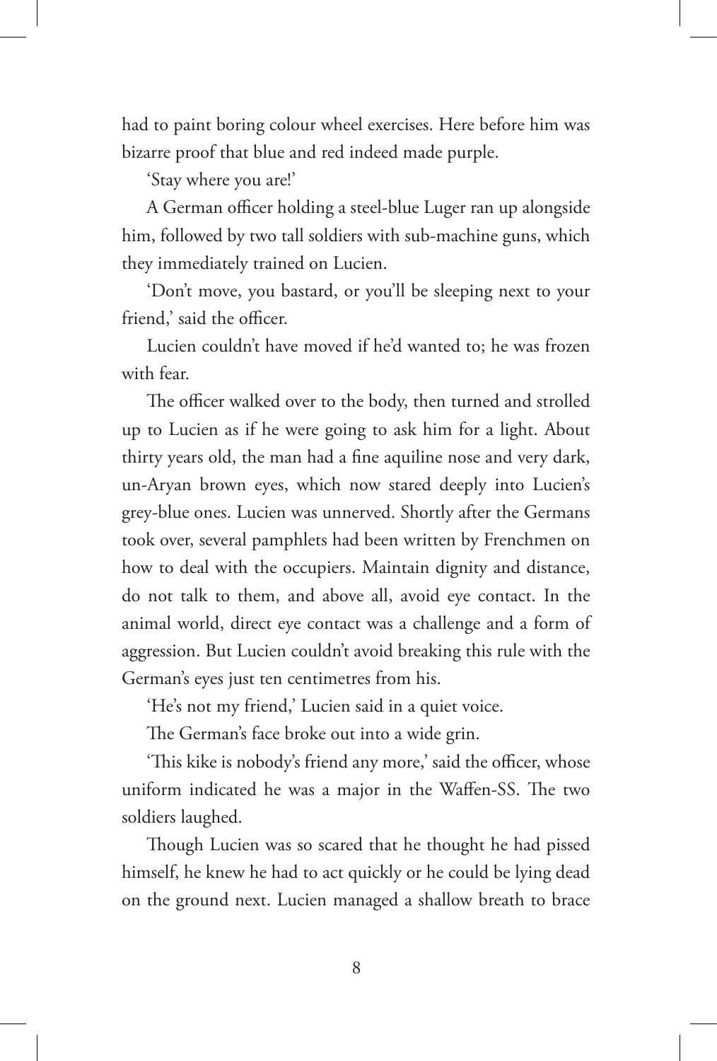had to paint boring colour wheel exercises. Here before him was bizarre proof that blue and red indeed made purple.

'Stay where you are!'

A German officer holding a steel-blue Luger ran up alongside him, followed by two tall soldiers with sub-machine guns, which they immediately trained on Lucien.

'Don't move, you bastard, or you'll be sleeping next to your friend,' said the officer.

Lucien couldn't have moved if he'd wanted to; he was frozen with fear.

The officer walked over to the body, then turned and strolled up to Lucien as if he were going to ask him for a light. About thirty years old, the man had a fine aquiline nose and very dark, un-Aryan brown eyes, which now stared deeply into Lucien's grey-blue ones. Lucien was unnerved. Shortly after the Germans took over, several pamphlets had been written by Frenchmen on how to deal with the occupiers. Maintain dignity and distance, do not talk to them, and above all, avoid eye contact. In the animal world, direct eye contact was a challenge and a form of aggression. But Lucien couldn't avoid breaking this rule with the German's eyes just ten centimetres from his.

'He's not my friend,' Lucien said in a quiet voice.

The German's face broke out into a wide grin.

'This kike is nobody's friend any more,' said the officer, whose uniform indicated he was a major in the Waffen-SS. The two soldiers laughed.

Though Lucien was so scared that he thought he had pissed himself, he knew he had to act quickly or he could be lying dead on the ground next. Lucien managed a shallow breath to brace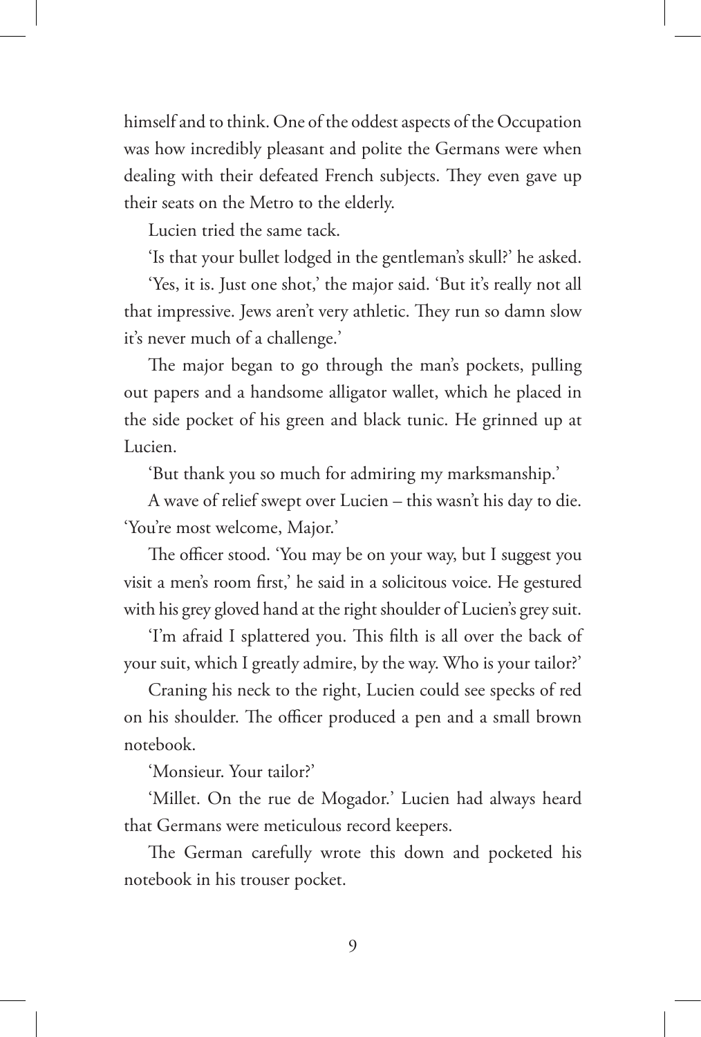himself and to think. One of the oddest aspects of the Occupation was how incredibly pleasant and polite the Germans were when dealing with their defeated French subjects. They even gave up their seats on the Metro to the elderly.

Lucien tried the same tack.

'Is that your bullet lodged in the gentleman's skull?' he asked.

'Yes, it is. Just one shot,' the major said. 'But it's really not all that impressive. Jews aren't very athletic. They run so damn slow it's never much of a challenge.'

The major began to go through the man's pockets, pulling out papers and a handsome alligator wallet, which he placed in the side pocket of his green and black tunic. He grinned up at Lucien.

'But thank you so much for admiring my marksmanship.'

A wave of relief swept over Lucien – this wasn't his day to die. 'You're most welcome, Major.'

The officer stood. 'You may be on your way, but I suggest you visit a men's room first,' he said in a solicitous voice. He gestured with his grey gloved hand at the right shoulder of Lucien's grey suit.

'I'm afraid I splattered you. This filth is all over the back of your suit, which I greatly admire, by the way. Who is your tailor?'

Craning his neck to the right, Lucien could see specks of red on his shoulder. The officer produced a pen and a small brown notebook.

'Monsieur. Your tailor?'

'Millet. On the rue de Mogador.' Lucien had always heard that Germans were meticulous record keepers.

The German carefully wrote this down and pocketed his notebook in his trouser pocket.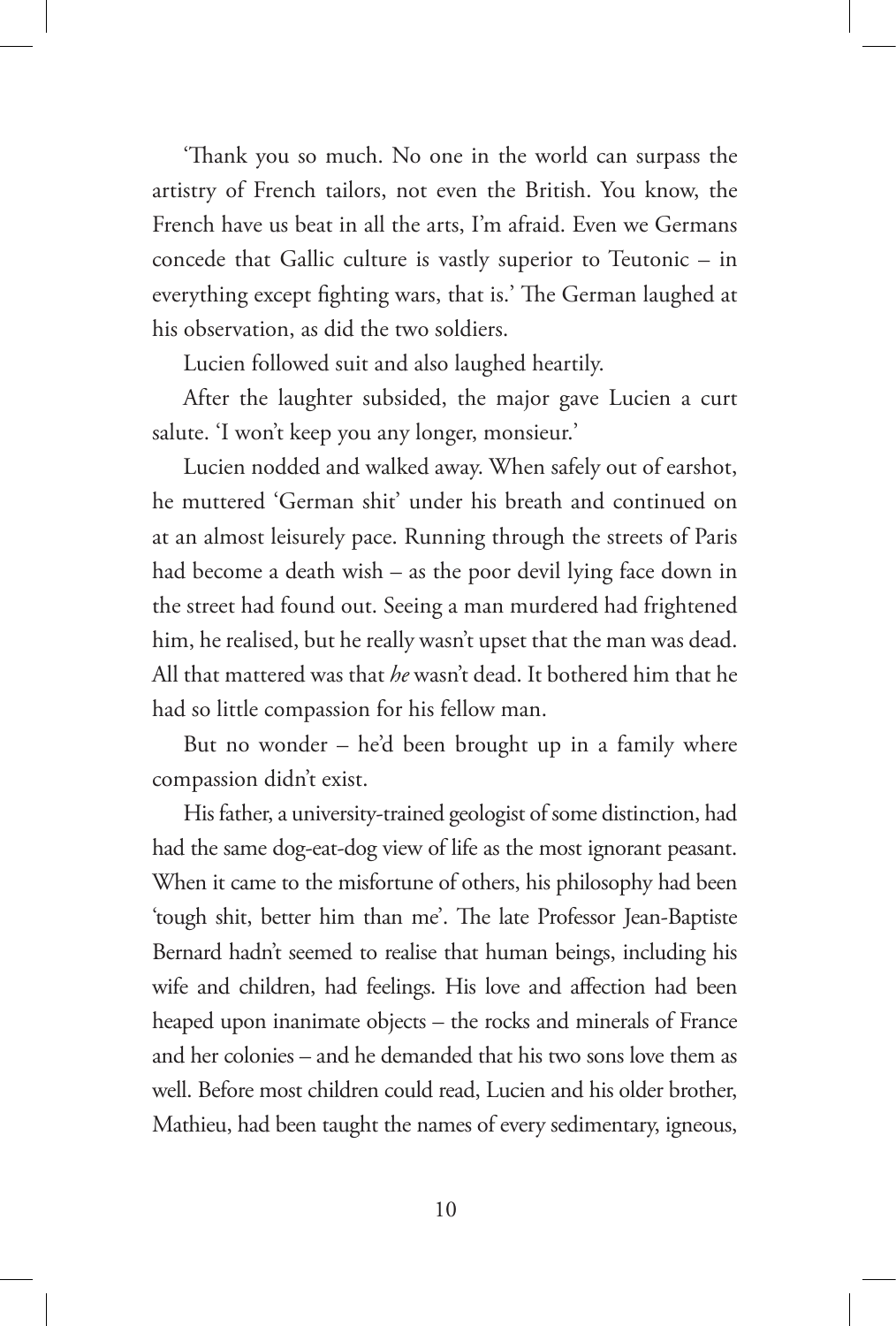'Thank you so much. No one in the world can surpass the artistry of French tailors, not even the British. You know, the French have us beat in all the arts, I'm afraid. Even we Germans concede that Gallic culture is vastly superior to Teutonic – in everything except fighting wars, that is.' The German laughed at his observation, as did the two soldiers.

Lucien followed suit and also laughed heartily.

After the laughter subsided, the major gave Lucien a curt salute. 'I won't keep you any longer, monsieur.'

Lucien nodded and walked away. When safely out of earshot, he muttered 'German shit' under his breath and continued on at an almost leisurely pace. Running through the streets of Paris had become a death wish – as the poor devil lying face down in the street had found out. Seeing a man murdered had frightened him, he realised, but he really wasn't upset that the man was dead. All that mattered was that *he* wasn't dead. It bothered him that he had so little compassion for his fellow man.

But no wonder – he'd been brought up in a family where compassion didn't exist.

His father, a university-trained geologist of some distinction, had had the same dog-eat-dog view of life as the most ignorant peasant. When it came to the misfortune of others, his philosophy had been 'tough shit, better him than me'. The late Professor Jean-Baptiste Bernard hadn't seemed to realise that human beings, including his wife and children, had feelings. His love and affection had been heaped upon inanimate objects – the rocks and minerals of France and her colonies – and he demanded that his two sons love them as well. Before most children could read, Lucien and his older brother, Mathieu, had been taught the names of every sedimentary, igneous,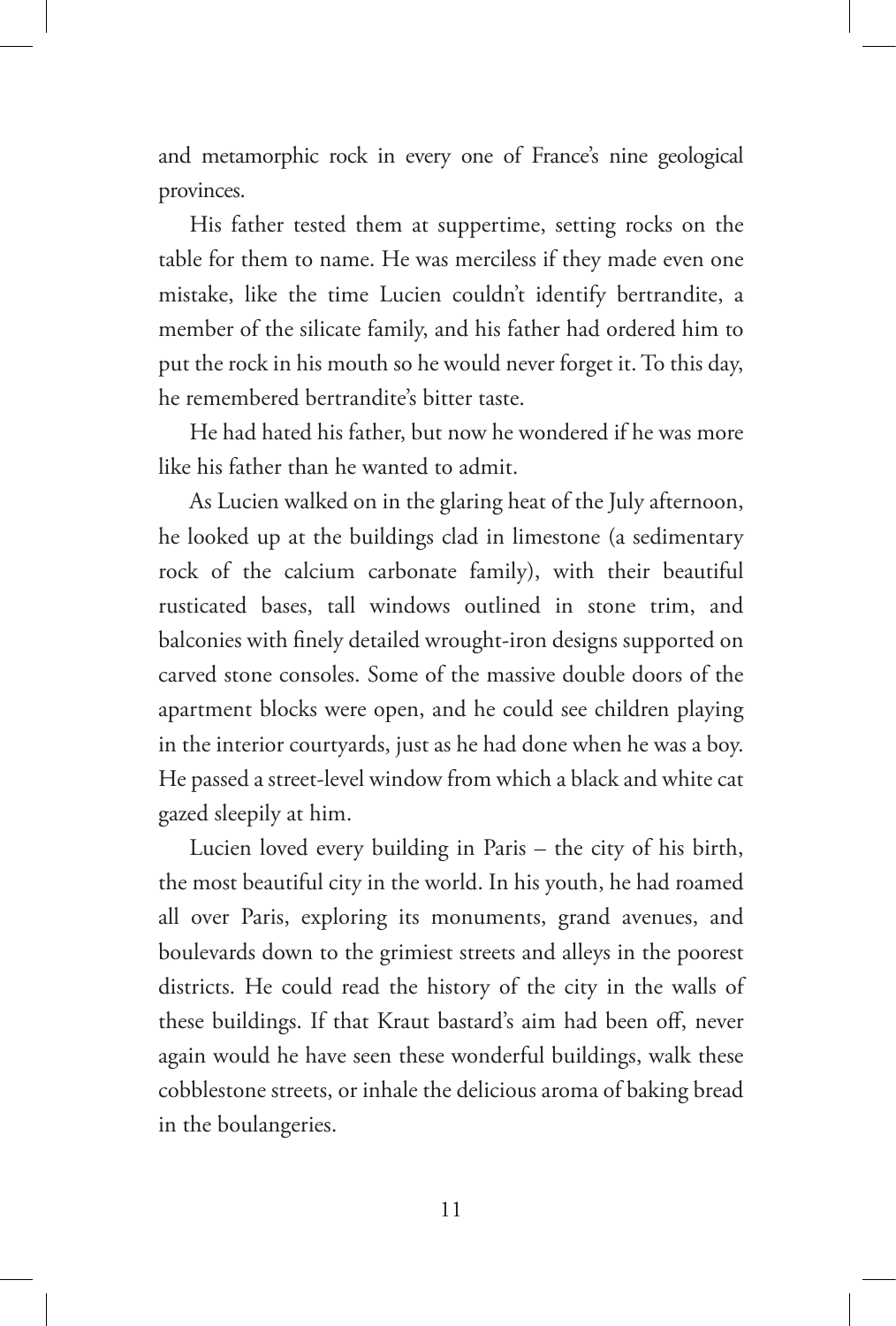and metamorphic rock in every one of France's nine geological provinces.

His father tested them at suppertime, setting rocks on the table for them to name. He was merciless if they made even one mistake, like the time Lucien couldn't identify bertrandite, a member of the silicate family, and his father had ordered him to put the rock in his mouth so he would never forget it. To this day, he remembered bertrandite's bitter taste.

He had hated his father, but now he wondered if he was more like his father than he wanted to admit.

As Lucien walked on in the glaring heat of the July afternoon, he looked up at the buildings clad in limestone (a sedimentary rock of the calcium carbonate family), with their beautiful rusticated bases, tall windows outlined in stone trim, and balconies with finely detailed wrought-iron designs supported on carved stone consoles. Some of the massive double doors of the apartment blocks were open, and he could see children playing in the interior courtyards, just as he had done when he was a boy. He passed a street-level window from which a black and white cat gazed sleepily at him.

Lucien loved every building in Paris – the city of his birth, the most beautiful city in the world. In his youth, he had roamed all over Paris, exploring its monuments, grand avenues, and boulevards down to the grimiest streets and alleys in the poorest districts. He could read the history of the city in the walls of these buildings. If that Kraut bastard's aim had been off, never again would he have seen these wonderful buildings, walk these cobblestone streets, or inhale the delicious aroma of baking bread in the boulangeries.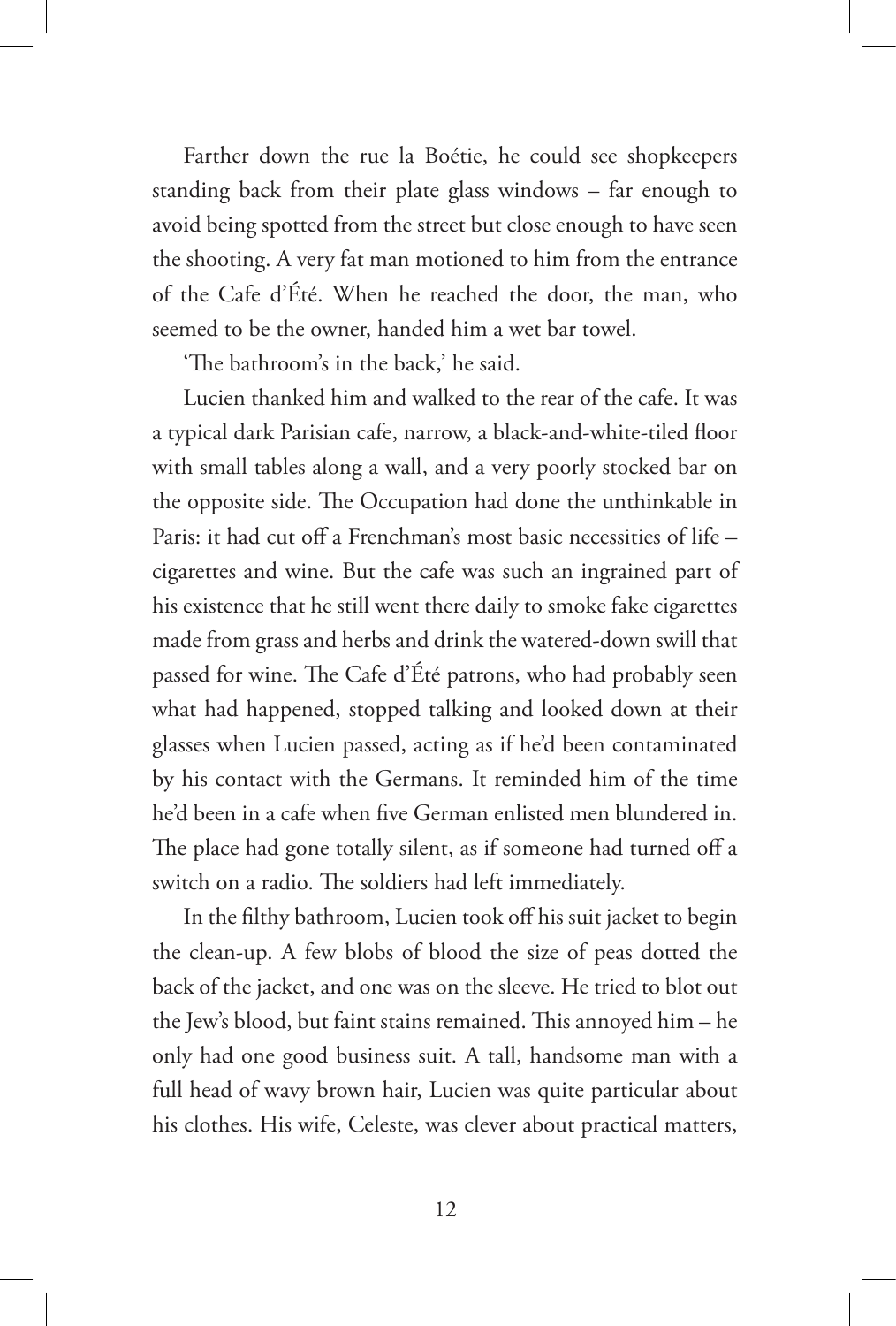Farther down the rue la Boétie, he could see shopkeepers standing back from their plate glass windows – far enough to avoid being spotted from the street but close enough to have seen the shooting. A very fat man motioned to him from the entrance of the Cafe d'Été. When he reached the door, the man, who seemed to be the owner, handed him a wet bar towel.

'The bathroom's in the back,' he said.

Lucien thanked him and walked to the rear of the cafe. It was a typical dark Parisian cafe, narrow, a black-and-white-tiled floor with small tables along a wall, and a very poorly stocked bar on the opposite side. The Occupation had done the unthinkable in Paris: it had cut off a Frenchman's most basic necessities of life – cigarettes and wine. But the cafe was such an ingrained part of his existence that he still went there daily to smoke fake cigarettes made from grass and herbs and drink the watered-down swill that passed for wine. The Cafe d'Été patrons, who had probably seen what had happened, stopped talking and looked down at their glasses when Lucien passed, acting as if he'd been contaminated by his contact with the Germans. It reminded him of the time he'd been in a cafe when five German enlisted men blundered in. The place had gone totally silent, as if someone had turned off a switch on a radio. The soldiers had left immediately.

In the filthy bathroom, Lucien took off his suit jacket to begin the clean-up. A few blobs of blood the size of peas dotted the back of the jacket, and one was on the sleeve. He tried to blot out the Jew's blood, but faint stains remained. This annoyed him – he only had one good business suit. A tall, handsome man with a full head of wavy brown hair, Lucien was quite particular about his clothes. His wife, Celeste, was clever about practical matters,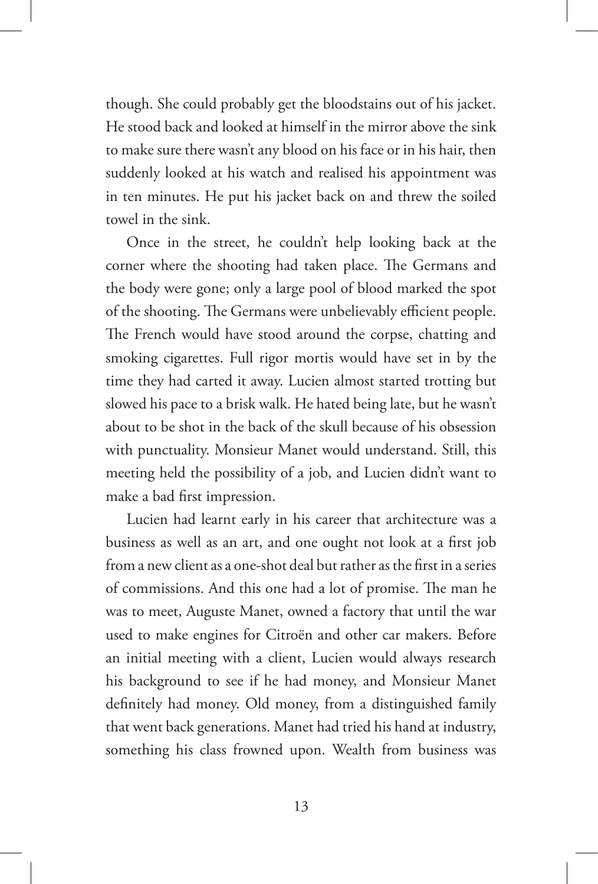though. She could probably get the bloodstains out of his jacket. He stood back and looked at himself in the mirror above the sink to make sure there wasn't any blood on his face or in his hair, then suddenly looked at his watch and realised his appointment was in ten minutes. He put his jacket back on and threw the soiled towel in the sink.

Once in the street, he couldn't help looking back at the corner where the shooting had taken place. The Germans and the body were gone; only a large pool of blood marked the spot of the shooting. The Germans were unbelievably efficient people. The French would have stood around the corpse, chatting and smoking cigarettes. Full rigor mortis would have set in by the time they had carted it away. Lucien almost started trotting but slowed his pace to a brisk walk. He hated being late, but he wasn't about to be shot in the back of the skull because of his obsession with punctuality. Monsieur Manet would understand. Still, this meeting held the possibility of a job, and Lucien didn't want to make a bad first impression.

Lucien had learnt early in his career that architecture was a business as well as an art, and one ought not look at a first job from a new client as a one-shot deal but rather as the first in a series of commissions. And this one had a lot of promise. The man he was to meet, Auguste Manet, owned a factory that until the war used to make engines for Citroën and other car makers. Before an initial meeting with a client, Lucien would always research his background to see if he had money, and Monsieur Manet definitely had money. Old money, from a distinguished family that went back generations. Manet had tried his hand at industry, something his class frowned upon. Wealth from business was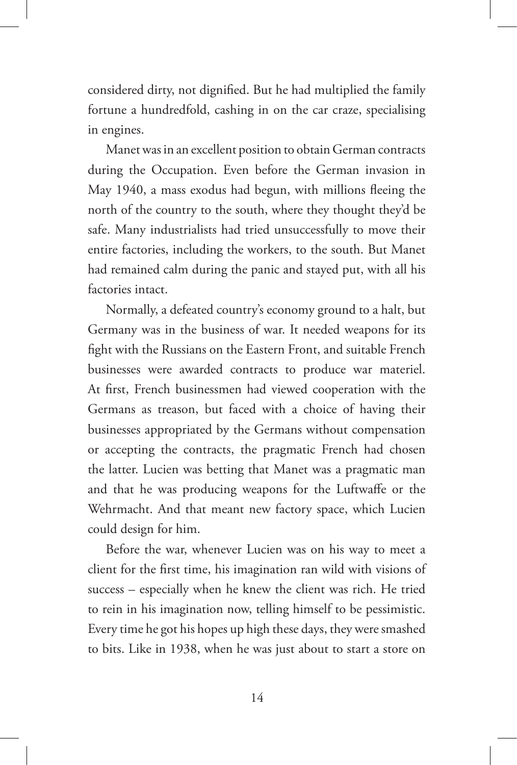considered dirty, not dignified. But he had multiplied the family fortune a hundredfold, cashing in on the car craze, specialising in engines.

Manet was in an excellent position to obtain German contracts during the Occupation. Even before the German invasion in May 1940, a mass exodus had begun, with millions fleeing the north of the country to the south, where they thought they'd be safe. Many industrialists had tried unsuccessfully to move their entire factories, including the workers, to the south. But Manet had remained calm during the panic and stayed put, with all his factories intact.

Normally, a defeated country's economy ground to a halt, but Germany was in the business of war. It needed weapons for its fight with the Russians on the Eastern Front, and suitable French businesses were awarded contracts to produce war materiel. At first, French businessmen had viewed cooperation with the Germans as treason, but faced with a choice of having their businesses appropriated by the Germans without compensation or accepting the contracts, the pragmatic French had chosen the latter. Lucien was betting that Manet was a pragmatic man and that he was producing weapons for the Luftwaffe or the Wehrmacht. And that meant new factory space, which Lucien could design for him.

Before the war, whenever Lucien was on his way to meet a client for the first time, his imagination ran wild with visions of success – especially when he knew the client was rich. He tried to rein in his imagination now, telling himself to be pessimistic. Every time he got his hopes up high these days, they were smashed to bits. Like in 1938, when he was just about to start a store on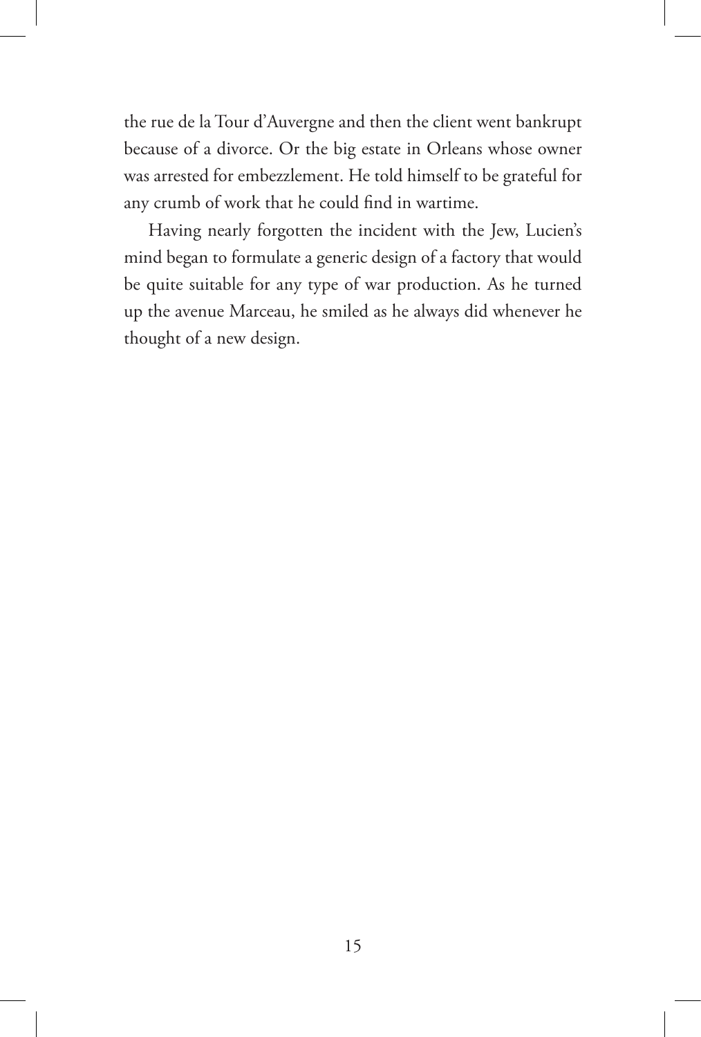the rue de la Tour d'Auvergne and then the client went bankrupt because of a divorce. Or the big estate in Orleans whose owner was arrested for embezzlement. He told himself to be grateful for any crumb of work that he could find in wartime.

Having nearly forgotten the incident with the Jew, Lucien's mind began to formulate a generic design of a factory that would be quite suitable for any type of war production. As he turned up the avenue Marceau, he smiled as he always did whenever he thought of a new design.